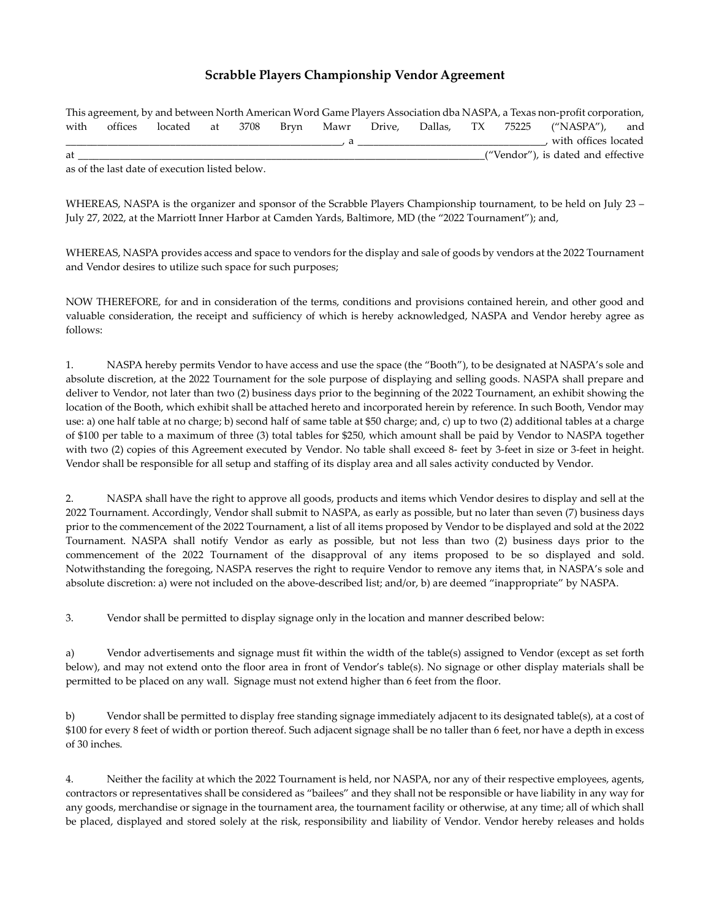# Scrabble Players Championship Vendor Agreement

This agreement, by and between North American Word Game Players Association dba NASPA, a Texas non-profit corporation, with offices located at 3708 Bryn Mawr Drive, Dallas, TX 75225 ("NASPA"), and ______________________________________________________, a ____________________________________, with offices located at ________________________________________________________________________________("Vendor"), is dated and effective as of the last date of execution listed below.

WHEREAS, NASPA is the organizer and sponsor of the Scrabble Players Championship tournament, to be held on July 23 – July 27, 2022, at the Marriott Inner Harbor at Camden Yards, Baltimore, MD (the "2022 Tournament"); and,

WHEREAS, NASPA provides access and space to vendors for the display and sale of goods by vendors at the 2022 Tournament and Vendor desires to utilize such space for such purposes;

NOW THEREFORE, for and in consideration of the terms, conditions and provisions contained herein, and other good and valuable consideration, the receipt and sufficiency of which is hereby acknowledged, NASPA and Vendor hereby agree as follows:

1. NASPA hereby permits Vendor to have access and use the space (the "Booth"), to be designated at NASPA's sole and absolute discretion, at the 2022 Tournament for the sole purpose of displaying and selling goods. NASPA shall prepare and deliver to Vendor, not later than two (2) business days prior to the beginning of the 2022 Tournament, an exhibit showing the location of the Booth, which exhibit shall be attached hereto and incorporated herein by reference. In such Booth, Vendor may use: a) one half table at no charge; b) second half of same table at $50 charge; and, c) up to two (2) additional tables at a charge of $100 per table to a maximum of three (3) total tables for $250, which amount shall be paid by Vendor to NASPA together with two (2) copies of this Agreement executed by Vendor. No table shall exceed 8- feet by 3-feet in size or 3-feet in height. Vendor shall be responsible for all setup and staffing of its display area and all sales activity conducted by Vendor.

2. NASPA shall have the right to approve all goods, products and items which Vendor desires to display and sell at the 2022 Tournament. Accordingly, Vendor shall submit to NASPA, as early as possible, but no later than seven (7) business days prior to the commencement of the 2022 Tournament, a list of all items proposed by Vendor to be displayed and sold at the 2022 Tournament. NASPA shall notify Vendor as early as possible, but not less than two (2) business days prior to the commencement of the 2022 Tournament of the disapproval of any items proposed to be so displayed and sold. Notwithstanding the foregoing, NASPA reserves the right to require Vendor to remove any items that, in NASPA's sole and absolute discretion: a) were not included on the above-described list; and/or, b) are deemed "inappropriate" by NASPA.

3. Vendor shall be permitted to display signage only in the location and manner described below:

a) Vendor advertisements and signage must fit within the width of the table(s) assigned to Vendor (except as set forth below), and may not extend onto the floor area in front of Vendor's table(s). No signage or other display materials shall be permitted to be placed on any wall. Signage must not extend higher than 6 feet from the floor.

b) Vendor shall be permitted to display free standing signage immediately adjacent to its designated table(s), at a cost of $100 for every 8 feet of width or portion thereof. Such adjacent signage shall be no taller than 6 feet, nor have a depth in excess of 30 inches.

4. Neither the facility at which the 2022 Tournament is held, nor NASPA, nor any of their respective employees, agents, contractors or representatives shall be considered as "bailees" and they shall not be responsible or have liability in any way for any goods, merchandise or signage in the tournament area, the tournament facility or otherwise, at any time; all of which shall be placed, displayed and stored solely at the risk, responsibility and liability of Vendor. Vendor hereby releases and holds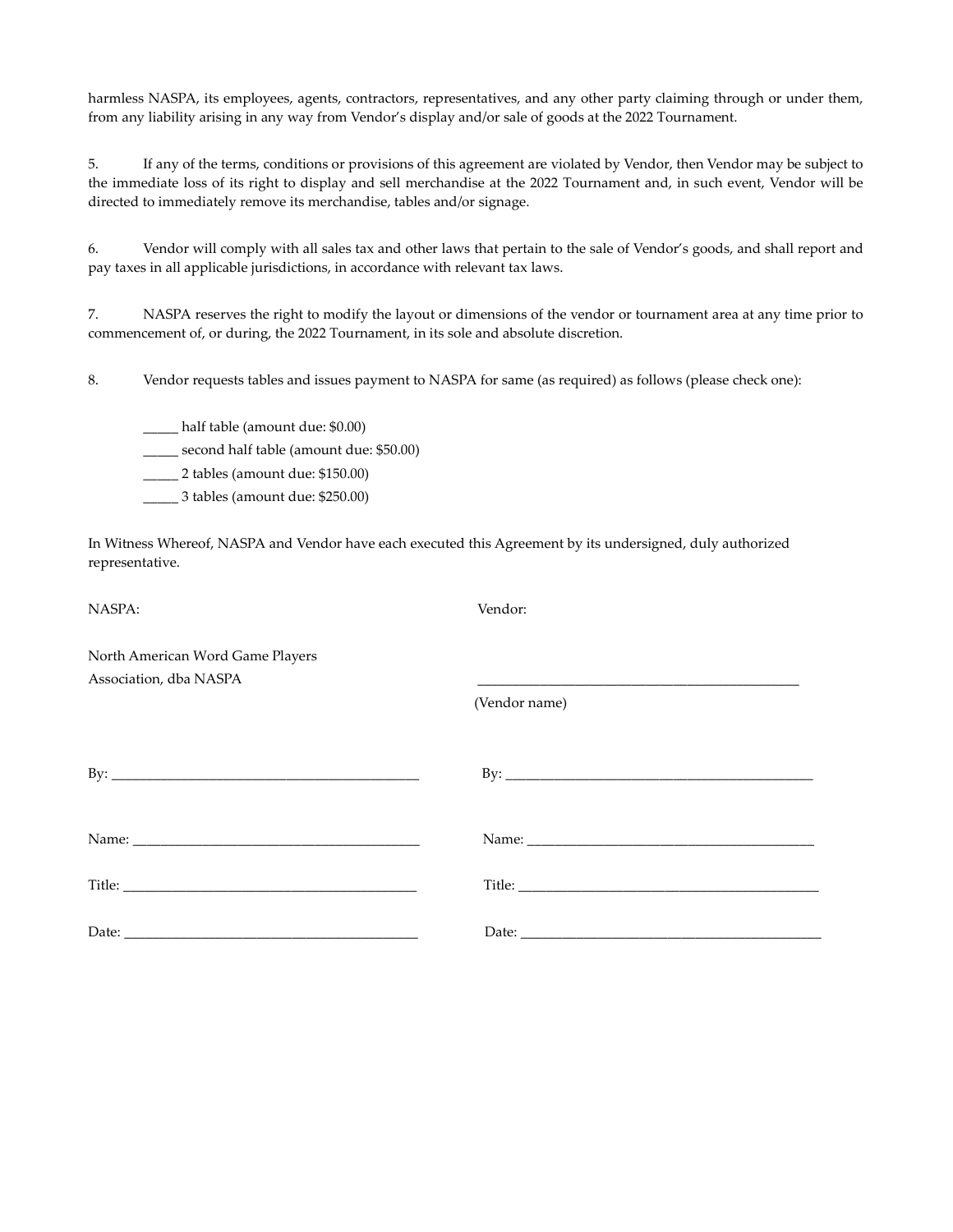harmless NASPA, its employees, agents, contractors, representatives, and any other party claiming through or under them, from any liability arising in any way from Vendor's display and/or sale of goods at the 2022 Tournament.

5. If any of the terms, conditions or provisions of this agreement are violated by Vendor, then Vendor may be subject to the immediate loss of its right to display and sell merchandise at the 2022 Tournament and, in such event, Vendor will be directed to immediately remove its merchandise, tables and/or signage.

6. Vendor will comply with all sales tax and other laws that pertain to the sale of Vendor's goods, and shall report and pay taxes in all applicable jurisdictions, in accordance with relevant tax laws.

7. NASPA reserves the right to modify the layout or dimensions of the vendor or tournament area at any time prior to commencement of, or during, the 2022 Tournament, in its sole and absolute discretion.

8. Vendor requests tables and issues payment to NASPA for same (as required) as follows (please check one):

_____ half table (amount due: $0.00)
_____ second half table (amount due: $50.00)
_____ 2 tables (amount due: $150.00)
_____ 3 tables (amount due: $250.00)

In Witness Whereof, NASPA and Vendor have each executed this Agreement by its undersigned, duly authorized representative.

NASPA:

North American Word Game Players Association, dba NASPA

By: _____________________________________________

Name: __________________________________________

Title: ___________________________________________

Date: ___________________________________________

Vendor:

_______________________________________________
(Vendor name)

By: _____________________________________________

Name: __________________________________________

Title: ___________________________________________

Date: ___________________________________________